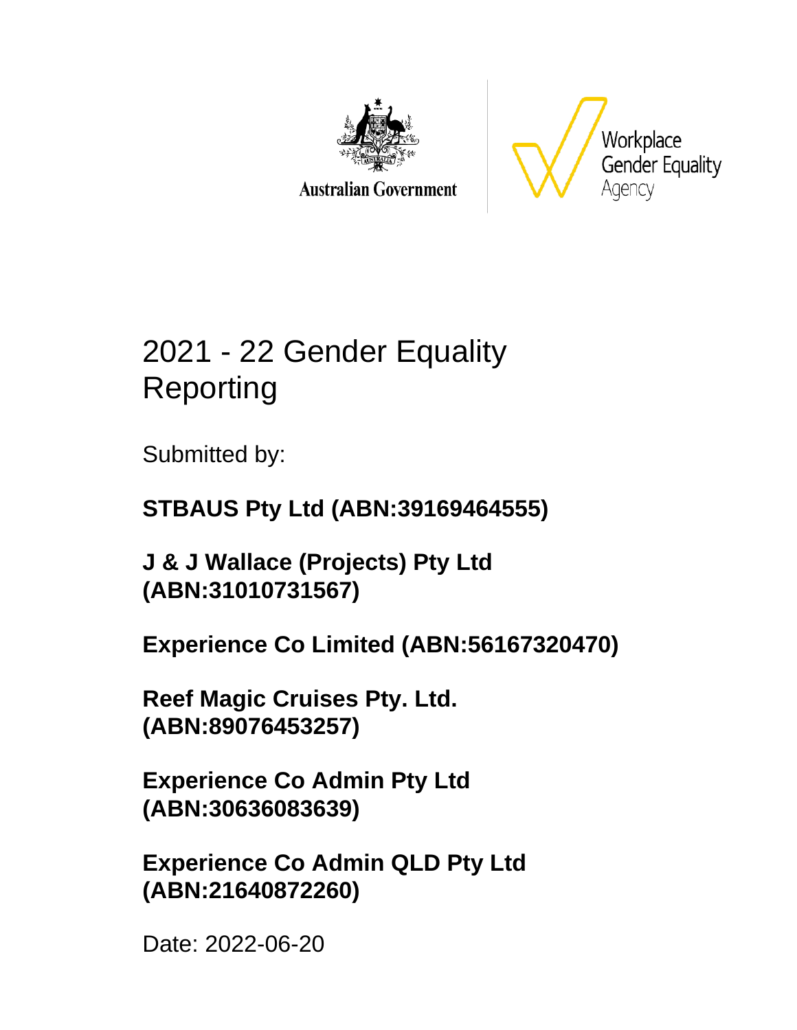Australian Government

Workplace Gender Equality Agency

# 2021 - 22 Gender Equality Reporting

Submitted by:

**STBAUS Pty Ltd (ABN:39169464555)**

**J & J Wallace (Projects) Pty Ltd (ABN:31010731567)**

**Experience Co Limited (ABN:56167320470)**

**Reef Magic Cruises Pty. Ltd. (ABN:89076453257)**

**Experience Co Admin Pty Ltd (ABN:30636083639)**

**Experience Co Admin QLD Pty Ltd (ABN:21640872260)**

Date: 2022-06-20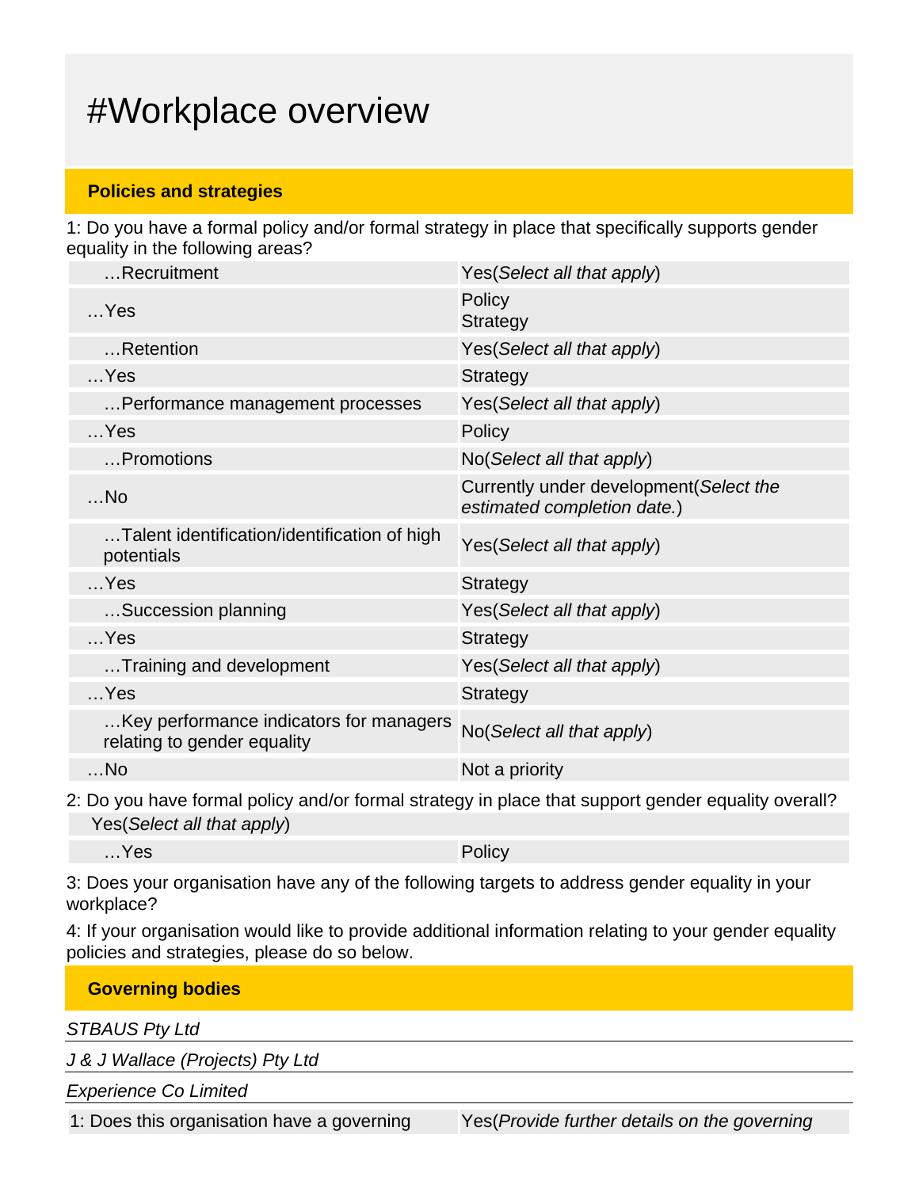# #Workplace overview

## Policies and strategies

1: Do you have a formal policy and/or formal strategy in place that specifically supports gender equality in the following areas?

| | |
|---|---|
| …Recruitment | Yes(*Select all that apply*) |
| …Yes | Policy<br>Strategy |
| …Retention | Yes(*Select all that apply*) |
| …Yes | Strategy |
| …Performance management processes | Yes(*Select all that apply*) |
| …Yes | Policy |
| …Promotions | No(*Select all that apply*) |
| …No | Currently under development(*Select the estimated completion date.*) |
| …Talent identification/identification of high potentials | Yes(*Select all that apply*) |
| …Yes | Strategy |
| …Succession planning | Yes(*Select all that apply*) |
| …Yes | Strategy |
| …Training and development | Yes(*Select all that apply*) |
| …Yes | Strategy |
| …Key performance indicators for managers relating to gender equality | No(*Select all that apply*) |
| …No | Not a priority |

2: Do you have formal policy and/or formal strategy in place that support gender equality overall?

| | |
|---|---|
| Yes(*Select all that apply*) | |
| …Yes | Policy |

3: Does your organisation have any of the following targets to address gender equality in your workplace?

4: If your organisation would like to provide additional information relating to your gender equality policies and strategies, please do so below.

## Governing bodies

*STBAUS Pty Ltd*

*J & J Wallace (Projects) Pty Ltd*

*Experience Co Limited*

| | |
|---|---|
| 1: Does this organisation have a governing | Yes(*Provide further details on the governing* |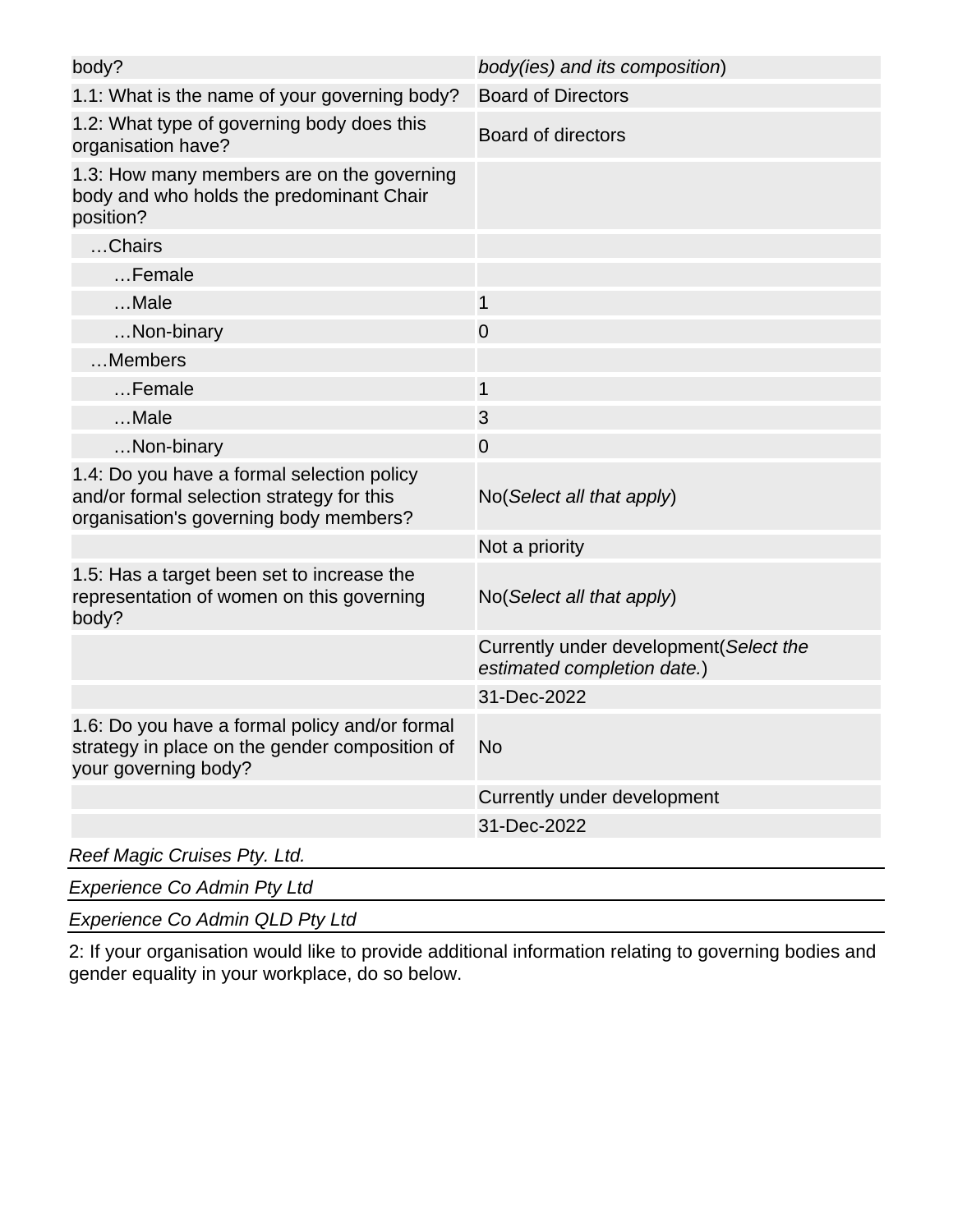| body? | *body(ies) and its composition*) |
| --- | --- |
| 1.1: What is the name of your governing body? | Board of Directors |
| 1.2: What type of governing body does this organisation have? | Board of directors |
| 1.3: How many members are on the governing body and who holds the predominant Chair position? | |
| …Chairs | |
| …Female | |
| …Male | 1 |
| …Non-binary | 0 |
| …Members | |
| …Female | 1 |
| …Male | 3 |
| …Non-binary | 0 |
| 1.4: Do you have a formal selection policy and/or formal selection strategy for this organisation's governing body members? | No(*Select all that apply*) |
| | Not a priority |
| 1.5: Has a target been set to increase the representation of women on this governing body? | No(*Select all that apply*) |
| | Currently under development(*Select the estimated completion date.*) |
| | 31-Dec-2022 |
| 1.6: Do you have a formal policy and/or formal strategy in place on the gender composition of your governing body? | No |
| | Currently under development |
| | 31-Dec-2022 |

*Reef Magic Cruises Pty. Ltd.*

*Experience Co Admin Pty Ltd*

*Experience Co Admin QLD Pty Ltd*

2: If your organisation would like to provide additional information relating to governing bodies and gender equality in your workplace, do so below.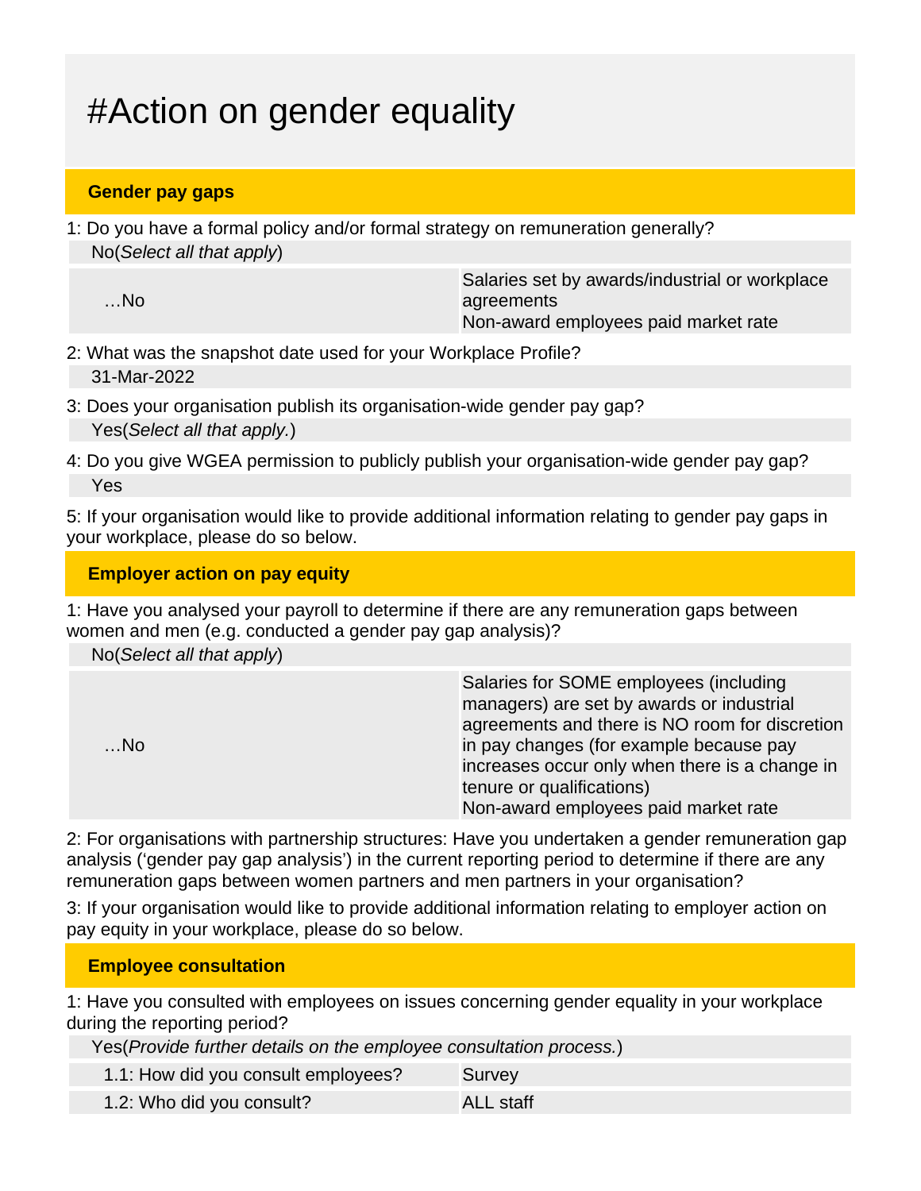# #Action on gender equality

## Gender pay gaps

1: Do you have a formal policy and/or formal strategy on remuneration generally?

No(*Select all that apply*)

| …No | Salaries set by awards/industrial or workplace agreements<br>Non-award employees paid market rate |
|---|---|

2: What was the snapshot date used for your Workplace Profile?

31-Mar-2022

3: Does your organisation publish its organisation-wide gender pay gap?

Yes(*Select all that apply.*)

4: Do you give WGEA permission to publicly publish your organisation-wide gender pay gap?

Yes

5: If your organisation would like to provide additional information relating to gender pay gaps in your workplace, please do so below.

## Employer action on pay equity

1: Have you analysed your payroll to determine if there are any remuneration gaps between women and men (e.g. conducted a gender pay gap analysis)?

No(*Select all that apply*)

| …No | Salaries for SOME employees (including managers) are set by awards or industrial agreements and there is NO room for discretion in pay changes (for example because pay increases occur only when there is a change in tenure or qualifications)<br>Non-award employees paid market rate |
|---|---|

2: For organisations with partnership structures: Have you undertaken a gender remuneration gap analysis (‘gender pay gap analysis’) in the current reporting period to determine if there are any remuneration gaps between women partners and men partners in your organisation?

3: If your organisation would like to provide additional information relating to employer action on pay equity in your workplace, please do so below.

## Employee consultation

1: Have you consulted with employees on issues concerning gender equality in your workplace during the reporting period?

Yes(*Provide further details on the employee consultation process.*)

| 1.1: How did you consult employees? | Survey |
|---|---|
| 1.2: Who did you consult? | ALL staff |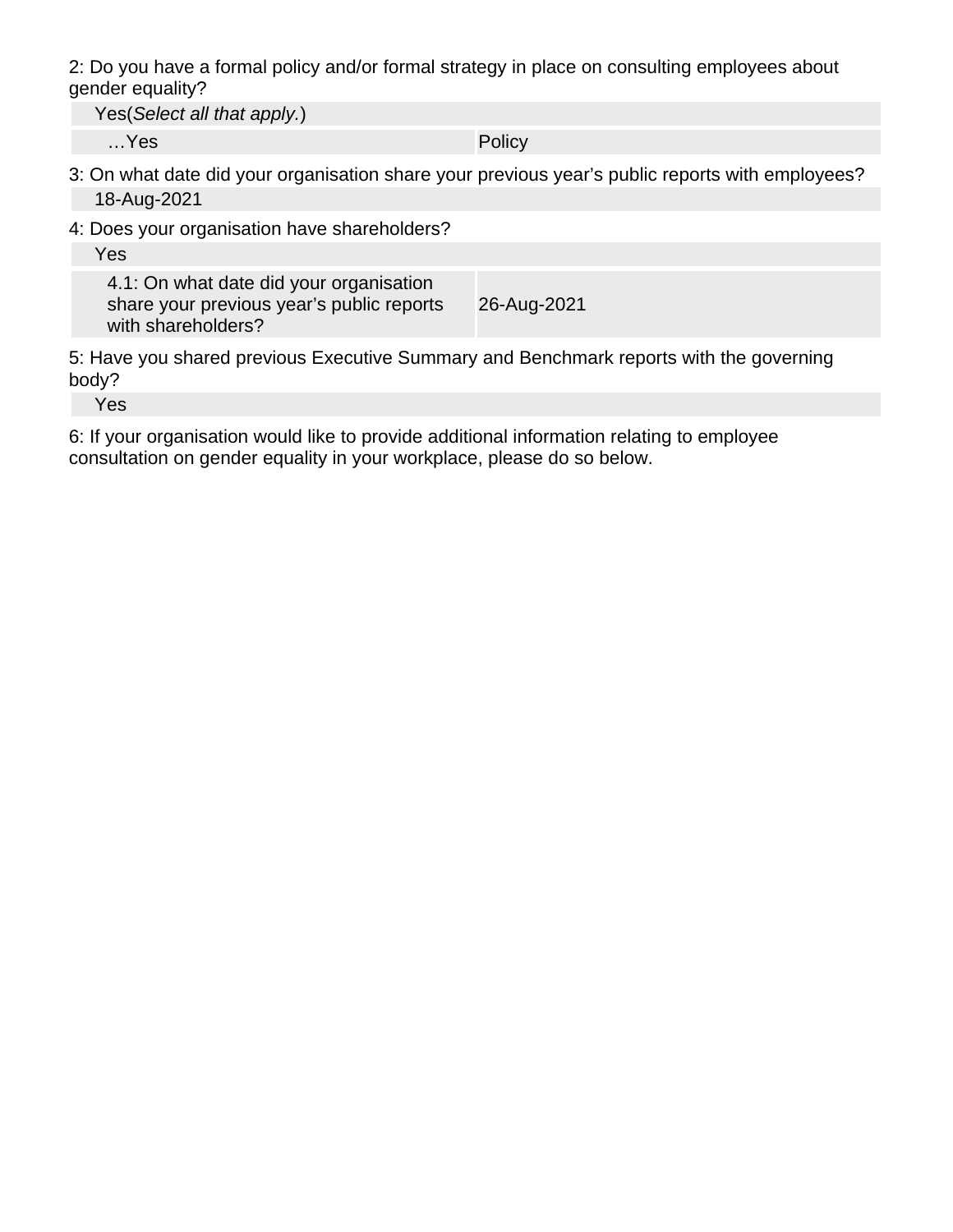2: Do you have a formal policy and/or formal strategy in place on consulting employees about gender equality?

Yes(*Select all that apply.*)

| …Yes | Policy |
| --- | --- |

3: On what date did your organisation share your previous year's public reports with employees?

18-Aug-2021

4: Does your organisation have shareholders?

Yes

| 4.1: On what date did your organisation share your previous year's public reports with shareholders? | 26-Aug-2021 |
| --- | --- |

5: Have you shared previous Executive Summary and Benchmark reports with the governing body?

Yes

6: If your organisation would like to provide additional information relating to employee consultation on gender equality in your workplace, please do so below.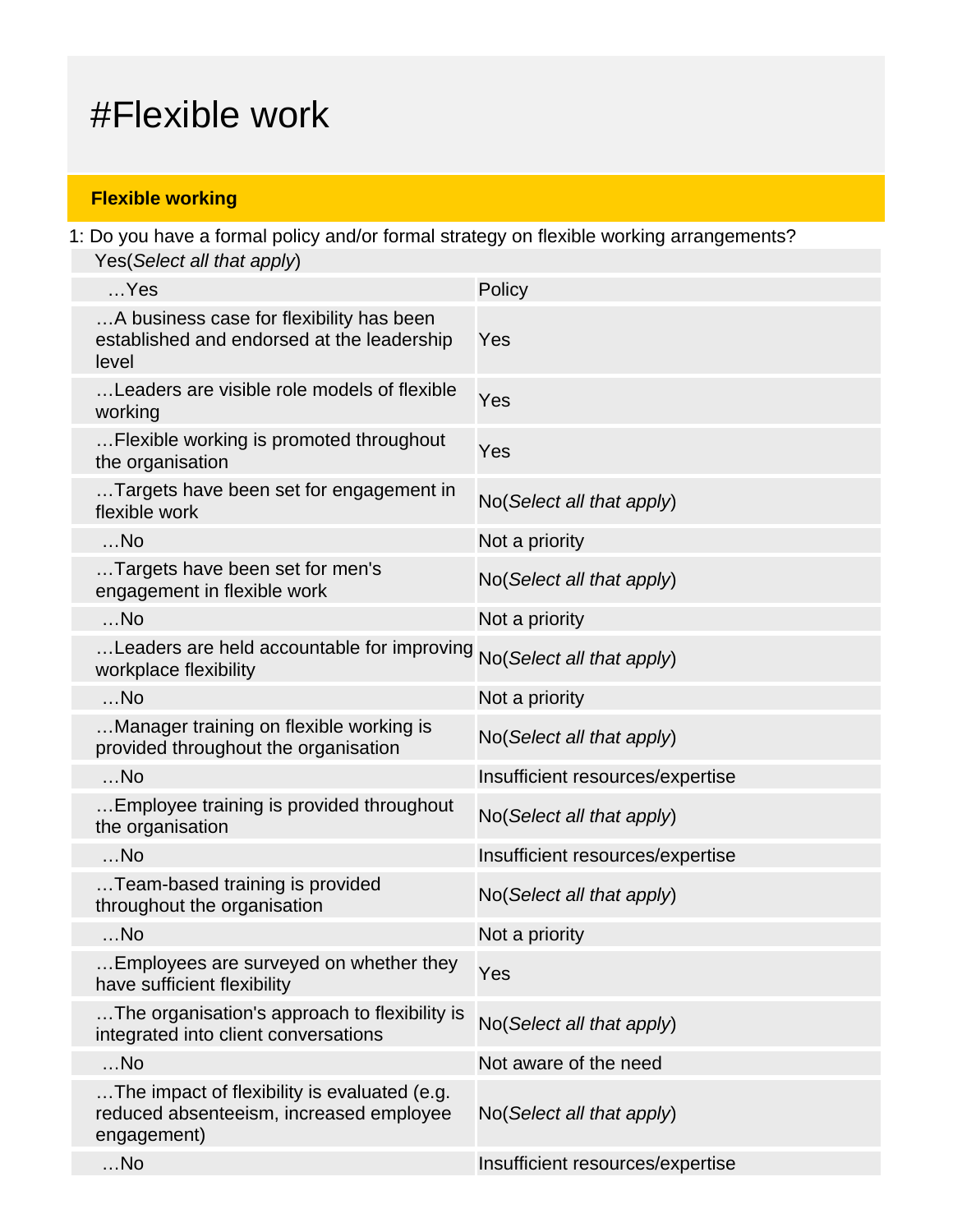# #Flexible work

## Flexible working

1: Do you have a formal policy and/or formal strategy on flexible working arrangements?

Yes(*Select all that apply*)

| | |
|---|---|
| …Yes | Policy |
| …A business case for flexibility has been established and endorsed at the leadership level | Yes |
| …Leaders are visible role models of flexible working | Yes |
| …Flexible working is promoted throughout the organisation | Yes |
| …Targets have been set for engagement in flexible work | No(*Select all that apply*) |
| …No | Not a priority |
| …Targets have been set for men's engagement in flexible work | No(*Select all that apply*) |
| …No | Not a priority |
| …Leaders are held accountable for improving workplace flexibility | No(*Select all that apply*) |
| …No | Not a priority |
| …Manager training on flexible working is provided throughout the organisation | No(*Select all that apply*) |
| …No | Insufficient resources/expertise |
| …Employee training is provided throughout the organisation | No(*Select all that apply*) |
| …No | Insufficient resources/expertise |
| …Team-based training is provided throughout the organisation | No(*Select all that apply*) |
| …No | Not a priority |
| …Employees are surveyed on whether they have sufficient flexibility | Yes |
| …The organisation's approach to flexibility is integrated into client conversations | No(*Select all that apply*) |
| …No | Not aware of the need |
| …The impact of flexibility is evaluated (e.g. reduced absenteeism, increased employee engagement) | No(*Select all that apply*) |
| …No | Insufficient resources/expertise |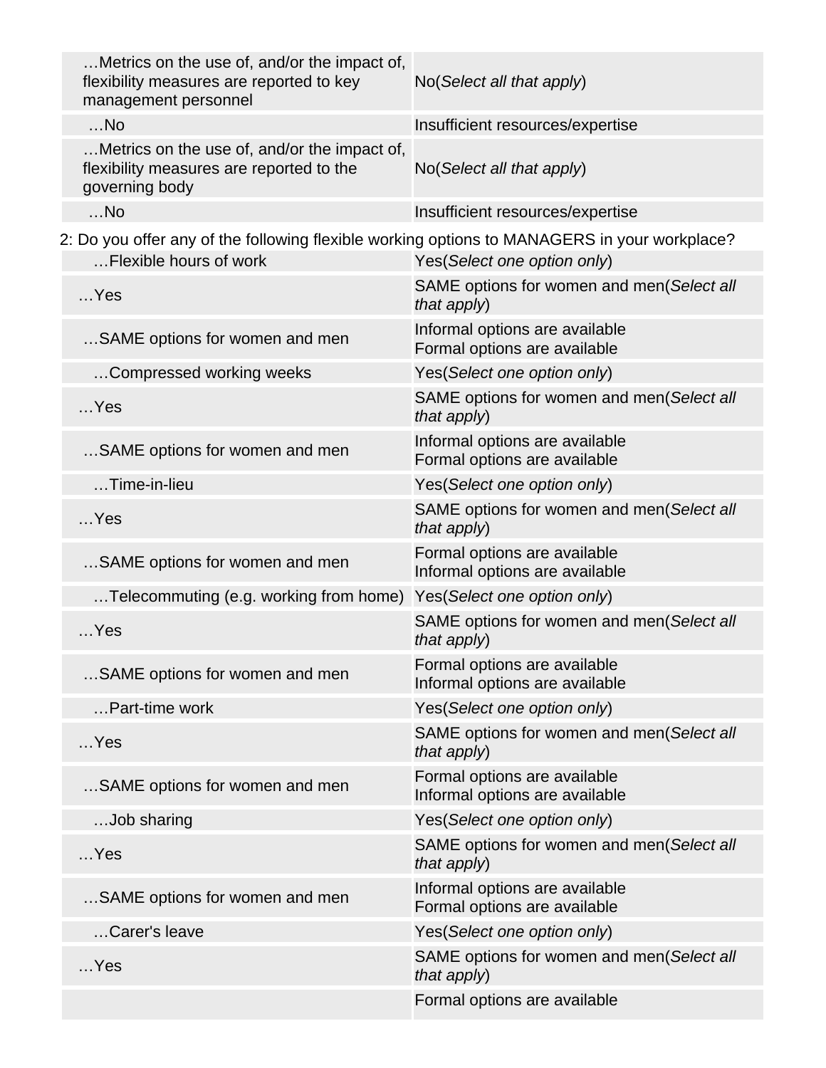| | |
|---|---|
| …Metrics on the use of, and/or the impact of, flexibility measures are reported to key management personnel | No(*Select all that apply*) |
| …No | Insufficient resources/expertise |
| …Metrics on the use of, and/or the impact of, flexibility measures are reported to the governing body | No(*Select all that apply*) |
| …No | Insufficient resources/expertise |

2: Do you offer any of the following flexible working options to MANAGERS in your workplace?

| | |
|---|---|
| …Flexible hours of work | Yes(*Select one option only*) |
| …Yes | SAME options for women and men(*Select all that apply*) |
| …SAME options for women and men | Informal options are available<br>Formal options are available |
| …Compressed working weeks | Yes(*Select one option only*) |
| …Yes | SAME options for women and men(*Select all that apply*) |
| …SAME options for women and men | Informal options are available<br>Formal options are available |
| …Time-in-lieu | Yes(*Select one option only*) |
| …Yes | SAME options for women and men(*Select all that apply*) |
| …SAME options for women and men | Formal options are available<br>Informal options are available |
| …Telecommuting (e.g. working from home) | Yes(*Select one option only*) |
| …Yes | SAME options for women and men(*Select all that apply*) |
| …SAME options for women and men | Formal options are available<br>Informal options are available |
| …Part-time work | Yes(*Select one option only*) |
| …Yes | SAME options for women and men(*Select all that apply*) |
| …SAME options for women and men | Formal options are available<br>Informal options are available |
| …Job sharing | Yes(*Select one option only*) |
| …Yes | SAME options for women and men(*Select all that apply*) |
| …SAME options for women and men | Informal options are available<br>Formal options are available |
| …Carer's leave | Yes(*Select one option only*) |
| …Yes | SAME options for women and men(*Select all that apply*) |
| | Formal options are available |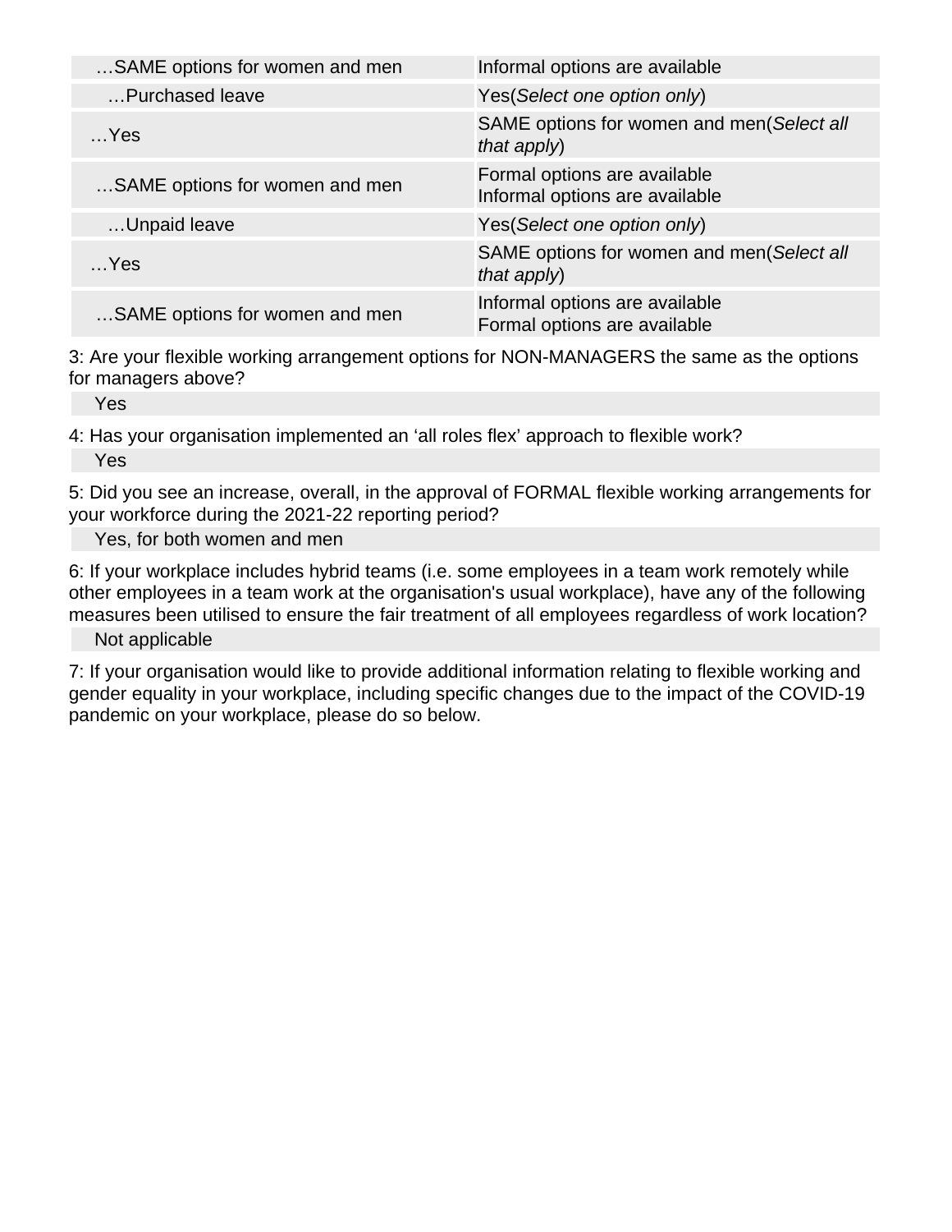| | |
|---|---|
| …SAME options for women and men | Informal options are available |
| …Purchased leave | Yes(*Select one option only*) |
| …Yes | SAME options for women and men(*Select all that apply*) |
| …SAME options for women and men | Formal options are available<br>Informal options are available |
| …Unpaid leave | Yes(*Select one option only*) |
| …Yes | SAME options for women and men(*Select all that apply*) |
| …SAME options for women and men | Informal options are available<br>Formal options are available |

3: Are your flexible working arrangement options for NON-MANAGERS the same as the options for managers above?

Yes

4: Has your organisation implemented an 'all roles flex' approach to flexible work?

Yes

5: Did you see an increase, overall, in the approval of FORMAL flexible working arrangements for your workforce during the 2021-22 reporting period?

Yes, for both women and men

6: If your workplace includes hybrid teams (i.e. some employees in a team work remotely while other employees in a team work at the organisation's usual workplace), have any of the following measures been utilised to ensure the fair treatment of all employees regardless of work location?

Not applicable

7: If your organisation would like to provide additional information relating to flexible working and gender equality in your workplace, including specific changes due to the impact of the COVID-19 pandemic on your workplace, please do so below.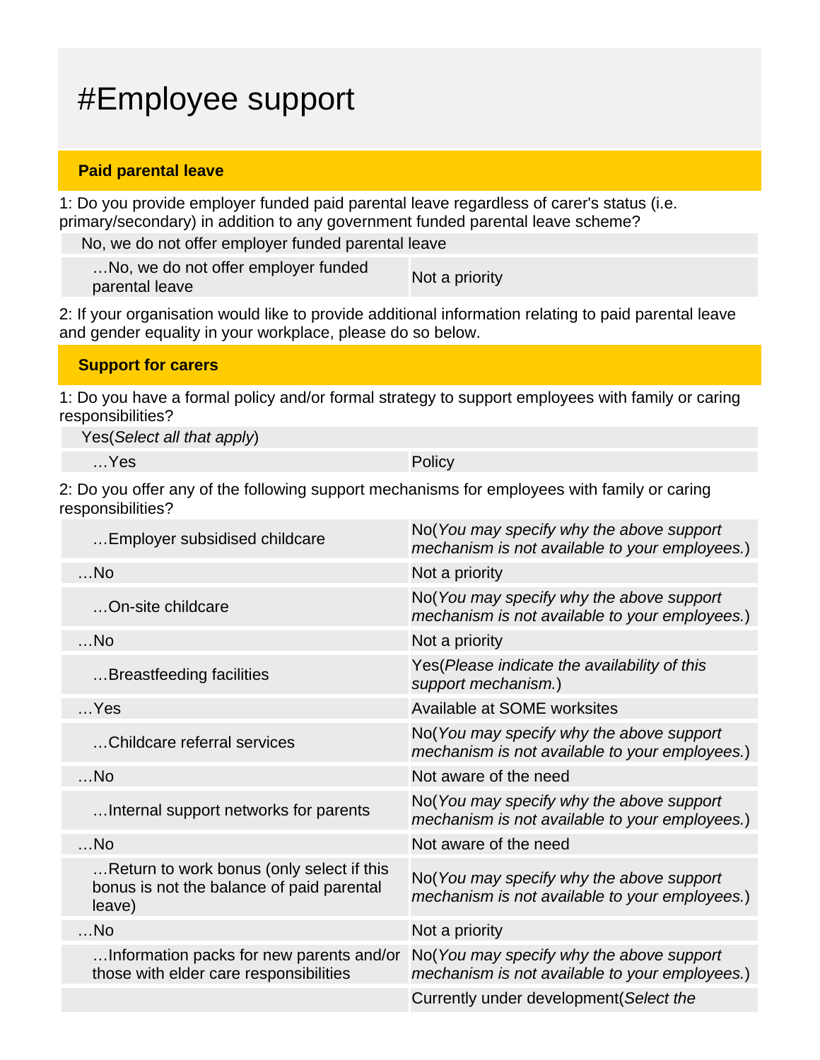# #Employee support

## Paid parental leave

1: Do you provide employer funded paid parental leave regardless of carer's status (i.e. primary/secondary) in addition to any government funded parental leave scheme?

| No, we do not offer employer funded parental leave | |
|---|---|
| …No, we do not offer employer funded parental leave | Not a priority |

2: If your organisation would like to provide additional information relating to paid parental leave and gender equality in your workplace, please do so below.

## Support for carers

1: Do you have a formal policy and/or formal strategy to support employees with family or caring responsibilities?

| Yes(*Select all that apply*) | |
|---|---|
| …Yes | Policy |

2: Do you offer any of the following support mechanisms for employees with family or caring responsibilities?

| | |
|---|---|
| …Employer subsidised childcare | No(*You may specify why the above support mechanism is not available to your employees.*) |
| …No | Not a priority |
| …On-site childcare | No(*You may specify why the above support mechanism is not available to your employees.*) |
| …No | Not a priority |
| …Breastfeeding facilities | Yes(*Please indicate the availability of this support mechanism.*) |
| …Yes | Available at SOME worksites |
| …Childcare referral services | No(*You may specify why the above support mechanism is not available to your employees.*) |
| …No | Not aware of the need |
| …Internal support networks for parents | No(*You may specify why the above support mechanism is not available to your employees.*) |
| …No | Not aware of the need |
| …Return to work bonus (only select if this bonus is not the balance of paid parental leave) | No(*You may specify why the above support mechanism is not available to your employees.*) |
| …No | Not a priority |
| …Information packs for new parents and/or those with elder care responsibilities | No(*You may specify why the above support mechanism is not available to your employees.*) |
| | Currently under development(*Select the* |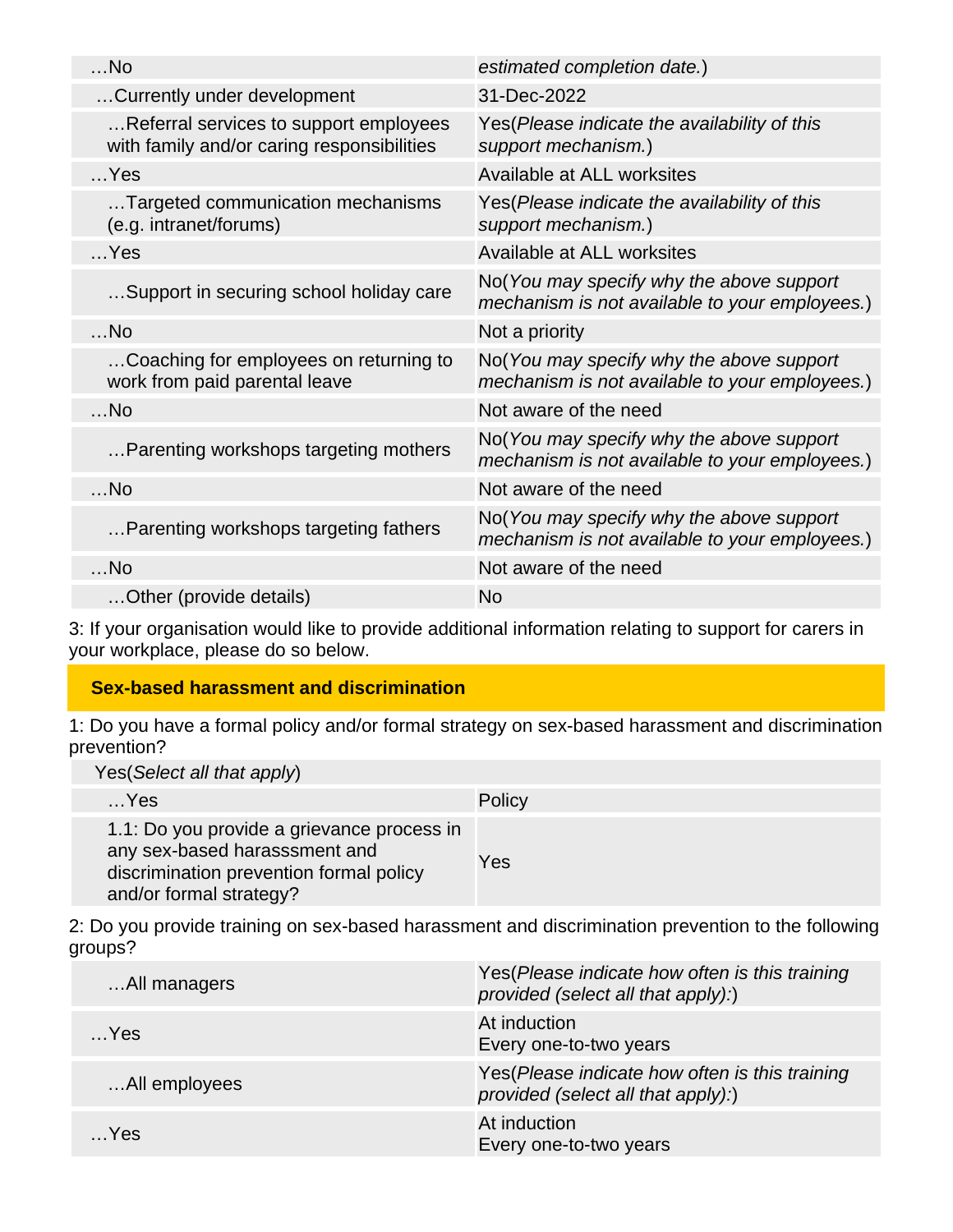| …No | *estimated completion date.*) |
|---|---|
| …Currently under development | 31-Dec-2022 |
| …Referral services to support employees with family and/or caring responsibilities | Yes(*Please indicate the availability of this support mechanism.*) |
| …Yes | Available at ALL worksites |
| …Targeted communication mechanisms (e.g. intranet/forums) | Yes(*Please indicate the availability of this support mechanism.*) |
| …Yes | Available at ALL worksites |
| …Support in securing school holiday care | No(*You may specify why the above support mechanism is not available to your employees.*) |
| …No | Not a priority |
| …Coaching for employees on returning to work from paid parental leave | No(*You may specify why the above support mechanism is not available to your employees.*) |
| …No | Not aware of the need |
| …Parenting workshops targeting mothers | No(*You may specify why the above support mechanism is not available to your employees.*) |
| …No | Not aware of the need |
| …Parenting workshops targeting fathers | No(*You may specify why the above support mechanism is not available to your employees.*) |
| …No | Not aware of the need |
| …Other (provide details) | No |

3: If your organisation would like to provide additional information relating to support for carers in your workplace, please do so below.

## Sex-based harassment and discrimination

1: Do you have a formal policy and/or formal strategy on sex-based harassment and discrimination prevention?

| Yes(*Select all that apply*) | |
|---|---|
| …Yes | Policy |
| 1.1: Do you provide a grievance process in any sex-based harasssment and discrimination prevention formal policy and/or formal strategy? | Yes |

2: Do you provide training on sex-based harassment and discrimination prevention to the following groups?

| …All managers | Yes(*Please indicate how often is this training provided (select all that apply):*) |
|---|---|
| …Yes | At induction<br>Every one-to-two years |
| …All employees | Yes(*Please indicate how often is this training provided (select all that apply):*) |
| …Yes | At induction<br>Every one-to-two years |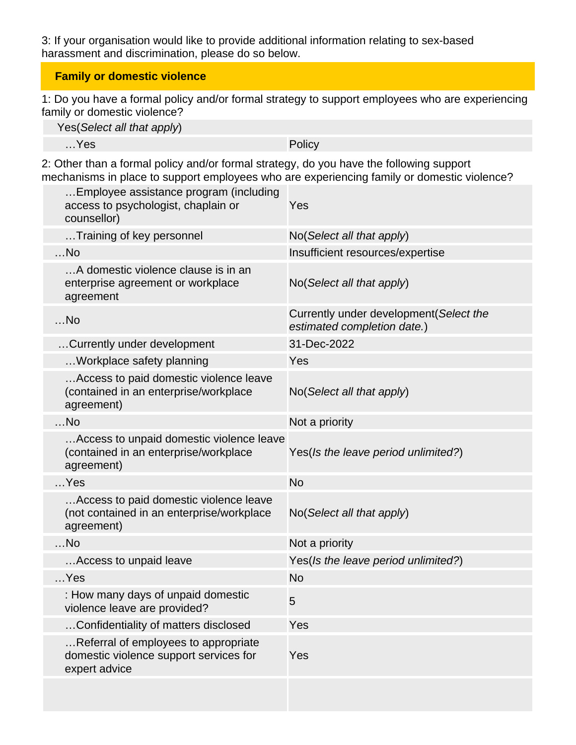3: If your organisation would like to provide additional information relating to sex-based harassment and discrimination, please do so below.

## Family or domestic violence

1: Do you have a formal policy and/or formal strategy to support employees who are experiencing family or domestic violence?

| Yes(*Select all that apply*) | |
|---|---|
| …Yes | Policy |

2: Other than a formal policy and/or formal strategy, do you have the following support mechanisms in place to support employees who are experiencing family or domestic violence?

| | |
|---|---|
| …Employee assistance program (including access to psychologist, chaplain or counsellor) | Yes |
| …Training of key personnel | No(*Select all that apply*) |
| …No | Insufficient resources/expertise |
| …A domestic violence clause is in an enterprise agreement or workplace agreement | No(*Select all that apply*) |
| …No | Currently under development(*Select the estimated completion date.*) |
| …Currently under development | 31-Dec-2022 |
| …Workplace safety planning | Yes |
| …Access to paid domestic violence leave (contained in an enterprise/workplace agreement) | No(*Select all that apply*) |
| …No | Not a priority |
| …Access to unpaid domestic violence leave (contained in an enterprise/workplace agreement) | Yes(*Is the leave period unlimited?*) |
| …Yes | No |
| …Access to paid domestic violence leave (not contained in an enterprise/workplace agreement) | No(*Select all that apply*) |
| …No | Not a priority |
| …Access to unpaid leave | Yes(*Is the leave period unlimited?*) |
| …Yes | No |
| : How many days of unpaid domestic violence leave are provided? | 5 |
| …Confidentiality of matters disclosed | Yes |
| …Referral of employees to appropriate domestic violence support services for expert advice | Yes |
| | |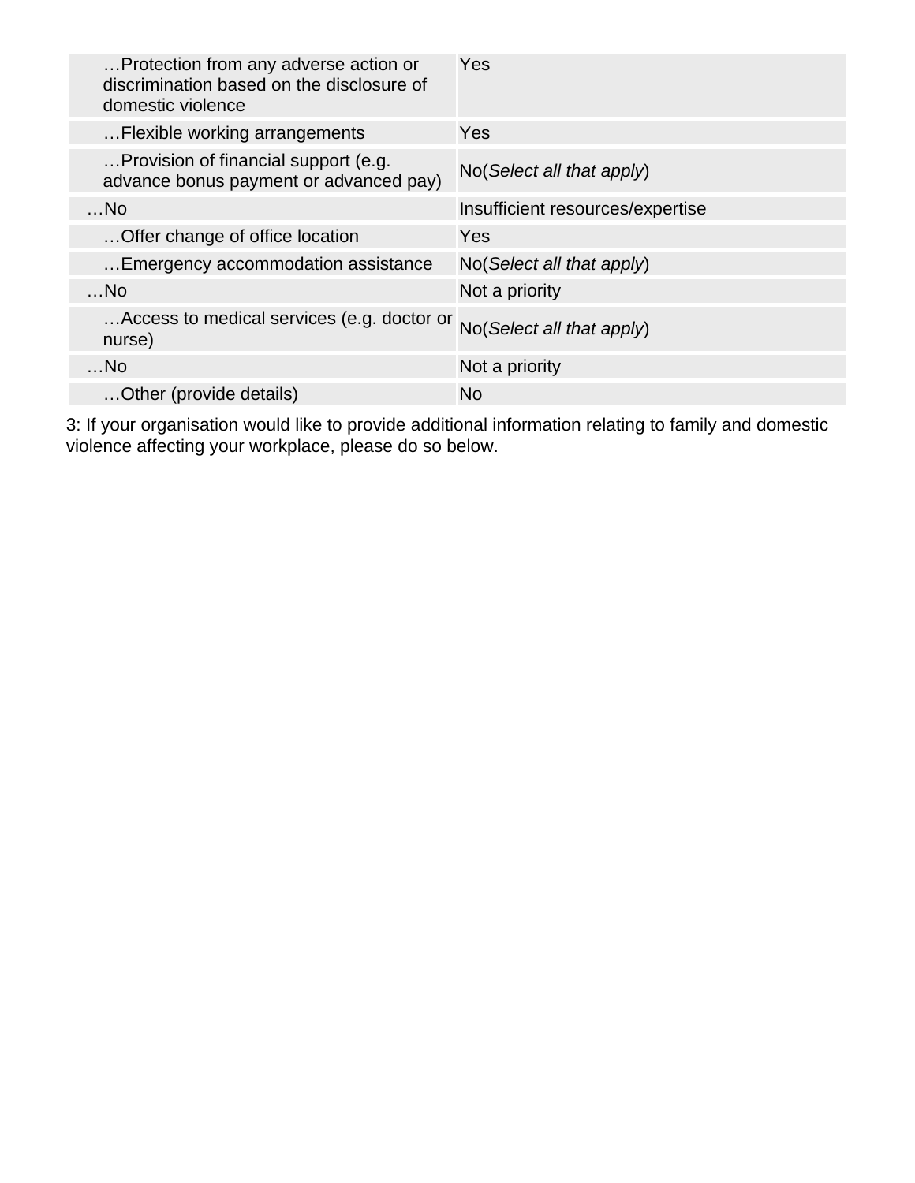| | |
|---|---|
| …Protection from any adverse action or discrimination based on the disclosure of domestic violence | Yes |
| …Flexible working arrangements | Yes |
| …Provision of financial support (e.g. advance bonus payment or advanced pay) | No(*Select all that apply*) |
| …No | Insufficient resources/expertise |
| …Offer change of office location | Yes |
| …Emergency accommodation assistance | No(*Select all that apply*) |
| …No | Not a priority |
| …Access to medical services (e.g. doctor or nurse) | No(*Select all that apply*) |
| …No | Not a priority |
| …Other (provide details) | No |

3: If your organisation would like to provide additional information relating to family and domestic violence affecting your workplace, please do so below.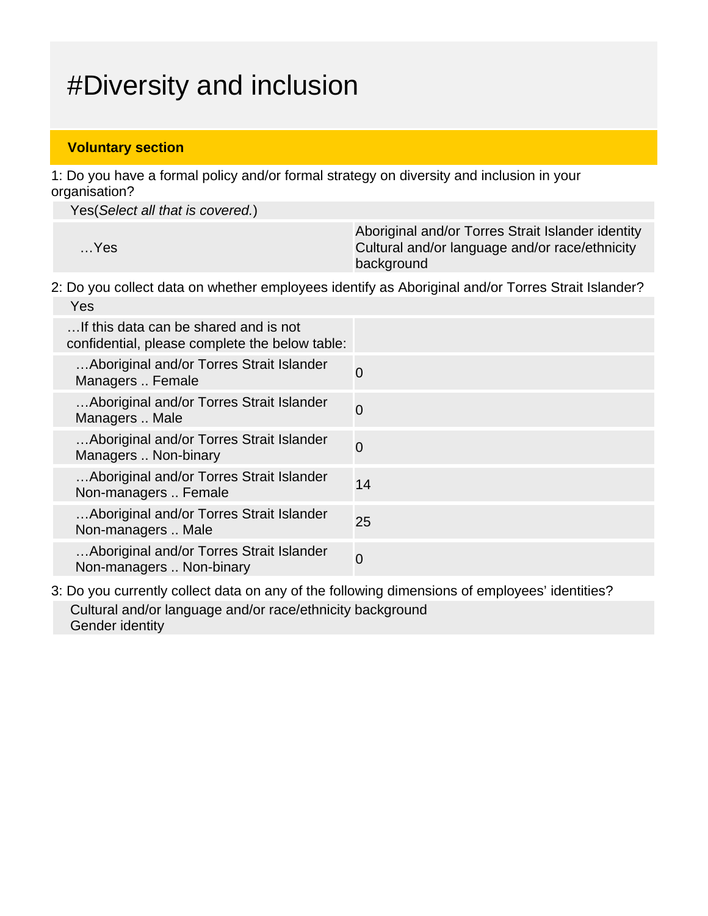# #Diversity and inclusion

**Voluntary section**

1: Do you have a formal policy and/or formal strategy on diversity and inclusion in your organisation?

Yes(*Select all that is covered.*)

| | |
|---|---|
| …Yes | Aboriginal and/or Torres Strait Islander identity<br>Cultural and/or language and/or race/ethnicity background |

2: Do you collect data on whether employees identify as Aboriginal and/or Torres Strait Islander?

Yes

| | |
|---|---|
| …If this data can be shared and is not confidential, please complete the below table: | |
| …Aboriginal and/or Torres Strait Islander Managers .. Female | 0 |
| …Aboriginal and/or Torres Strait Islander Managers .. Male | 0 |
| …Aboriginal and/or Torres Strait Islander Managers .. Non-binary | 0 |
| …Aboriginal and/or Torres Strait Islander Non-managers .. Female | 14 |
| …Aboriginal and/or Torres Strait Islander Non-managers .. Male | 25 |
| …Aboriginal and/or Torres Strait Islander Non-managers .. Non-binary | 0 |

3: Do you currently collect data on any of the following dimensions of employees' identities?

Cultural and/or language and/or race/ethnicity background
Gender identity